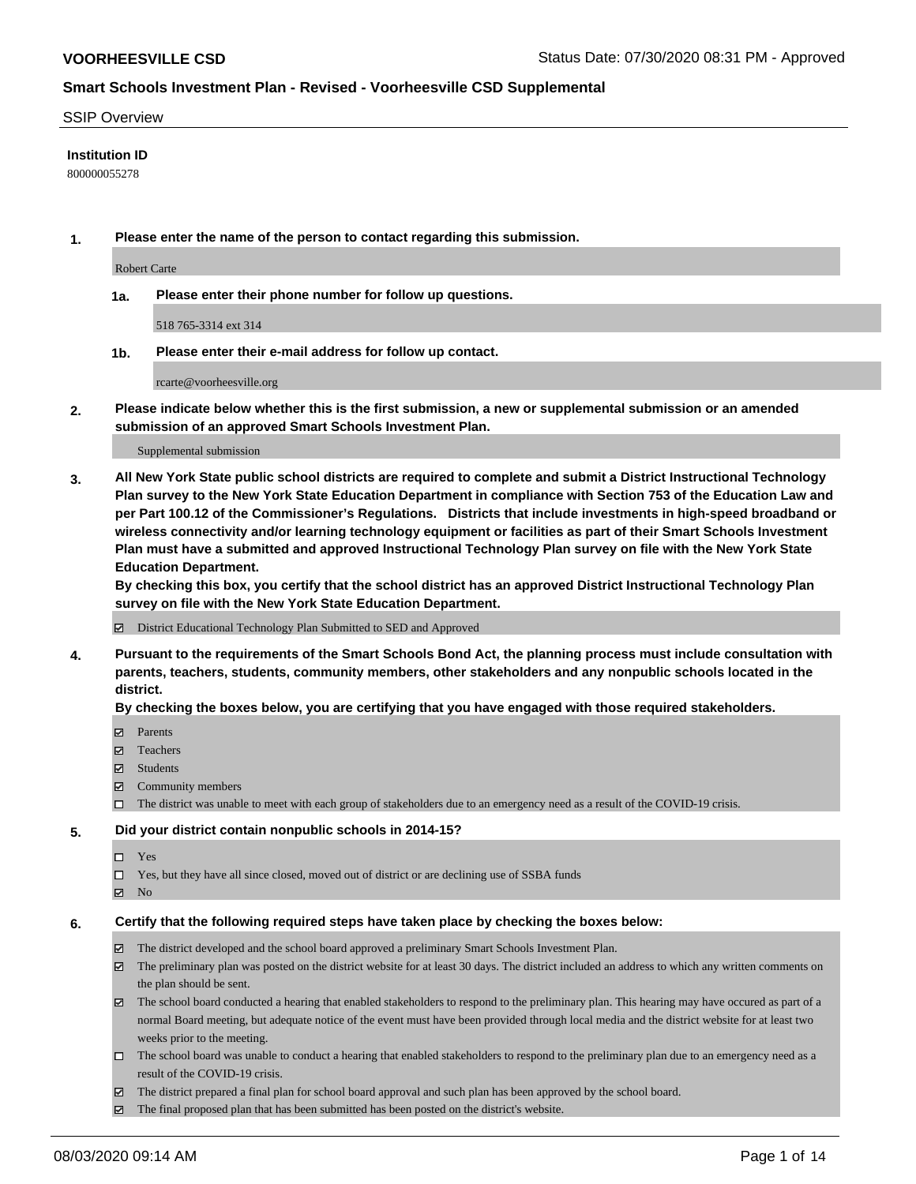# Smart Schools Investment Plan - Revised - Voorheesville CSD Supplemental

SSIP Overview

**Institution ID**

800000055278

**1. Please enter the name of the person to contact regarding this submission.**

Robert Carte

**1a. Please enter their phone number for follow up questions.**

518 765-3314 ext 314

**1b. Please enter their e-mail address for follow up contact.**

rcarte@voorheesville.org

**2. Please indicate below whether this is the first submission, a new or supplemental submission or an amended submission of an approved Smart Schools Investment Plan.**

Supplemental submission

**3. All New York State public school districts are required to complete and submit a District Instructional Technology Plan survey to the New York State Education Department in compliance with Section 753 of the Education Law and per Part 100.12 of the Commissioner's Regulations. Districts that include investments in high-speed broadband or wireless connectivity and/or learning technology equipment or facilities as part of their Smart Schools Investment Plan must have a submitted and approved Instructional Technology Plan survey on file with the New York State Education Department.**
**By checking this box, you certify that the school district has an approved District Instructional Technology Plan survey on file with the New York State Education Department.**

- ☑ District Educational Technology Plan Submitted to SED and Approved

**4. Pursuant to the requirements of the Smart Schools Bond Act, the planning process must include consultation with parents, teachers, students, community members, other stakeholders and any nonpublic schools located in the district.**
**By checking the boxes below, you are certifying that you have engaged with those required stakeholders.**

- ☑ Parents
- ☑ Teachers
- ☑ Students
- ☑ Community members
- ☐ The district was unable to meet with each group of stakeholders due to an emergency need as a result of the COVID-19 crisis.

**5. Did your district contain nonpublic schools in 2014-15?**

- ☐ Yes
- ☐ Yes, but they have all since closed, moved out of district or are declining use of SSBA funds
- ☑ No

**6. Certify that the following required steps have taken place by checking the boxes below:**

- ☑ The district developed and the school board approved a preliminary Smart Schools Investment Plan.
- ☑ The preliminary plan was posted on the district website for at least 30 days. The district included an address to which any written comments on the plan should be sent.
- ☑ The school board conducted a hearing that enabled stakeholders to respond to the preliminary plan. This hearing may have occured as part of a normal Board meeting, but adequate notice of the event must have been provided through local media and the district website for at least two weeks prior to the meeting.
- ☐ The school board was unable to conduct a hearing that enabled stakeholders to respond to the preliminary plan due to an emergency need as a result of the COVID-19 crisis.
- ☑ The district prepared a final plan for school board approval and such plan has been approved by the school board.
- ☑ The final proposed plan that has been submitted has been posted on the district's website.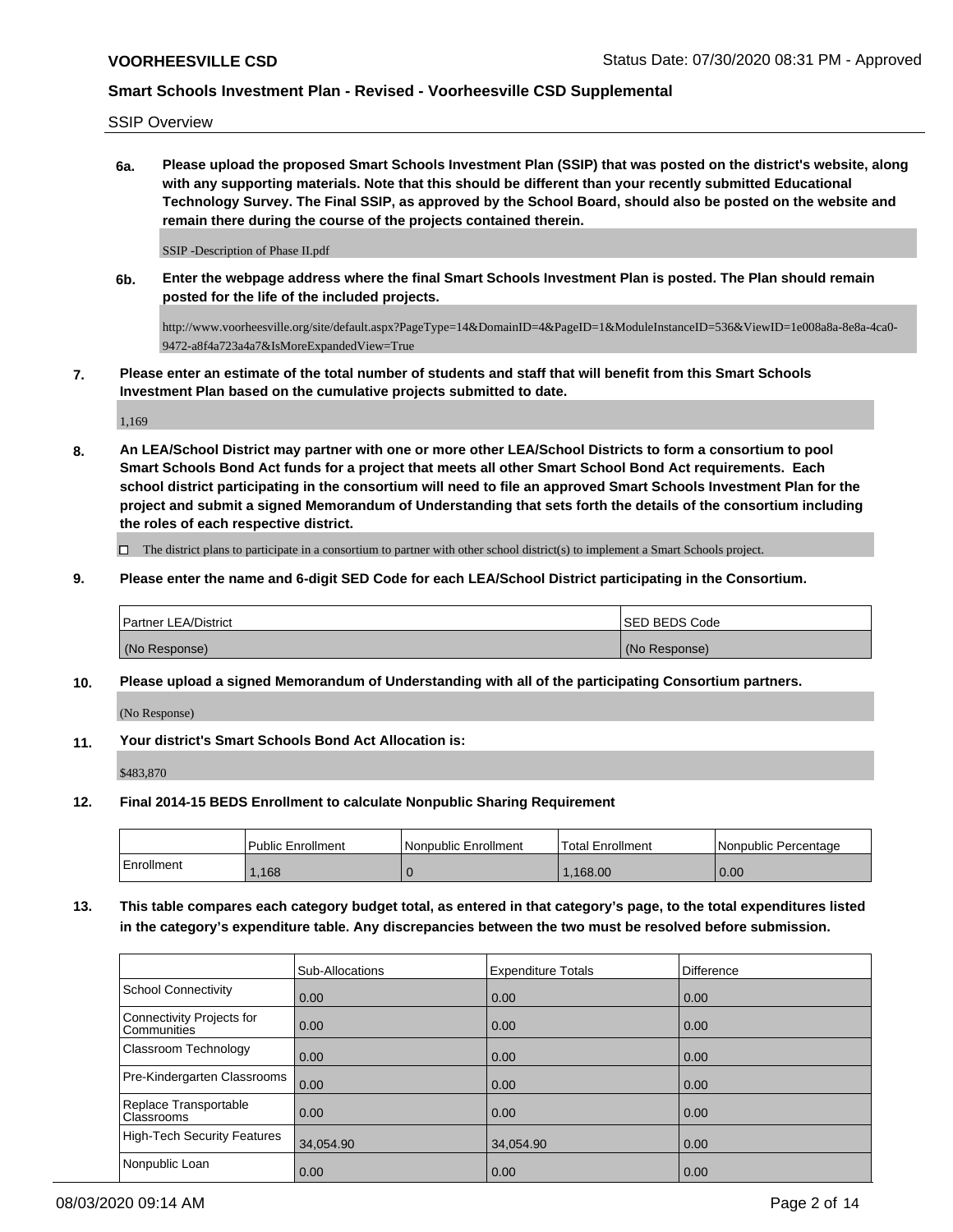SSIP Overview

**6a. Please upload the proposed Smart Schools Investment Plan (SSIP) that was posted on the district's website, along with any supporting materials. Note that this should be different than your recently submitted Educational Technology Survey. The Final SSIP, as approved by the School Board, should also be posted on the website and remain there during the course of the projects contained therein.**

SSIP -Description of Phase II.pdf

**6b. Enter the webpage address where the final Smart Schools Investment Plan is posted. The Plan should remain posted for the life of the included projects.**

http://www.voorheesville.org/site/default.aspx?PageType=14&DomainID=4&PageID=1&ModuleInstanceID=536&ViewID=1e008a8a-8e8a-4ca0-9472-a8f4a723a4a7&IsMoreExpandedView=True

**7. Please enter an estimate of the total number of students and staff that will benefit from this Smart Schools Investment Plan based on the cumulative projects submitted to date.**

1,169

**8. An LEA/School District may partner with one or more other LEA/School Districts to form a consortium to pool Smart Schools Bond Act funds for a project that meets all other Smart School Bond Act requirements. Each school district participating in the consortium will need to file an approved Smart Schools Investment Plan for the project and submit a signed Memorandum of Understanding that sets forth the details of the consortium including the roles of each respective district.**

☐ The district plans to participate in a consortium to partner with other school district(s) to implement a Smart Schools project.

**9. Please enter the name and 6-digit SED Code for each LEA/School District participating in the Consortium.**

| Partner LEA/District | SED BEDS Code |
|---|---|
| (No Response) | (No Response) |

**10. Please upload a signed Memorandum of Understanding with all of the participating Consortium partners.**

(No Response)

**11. Your district's Smart Schools Bond Act Allocation is:**

$483,870

**12. Final 2014-15 BEDS Enrollment to calculate Nonpublic Sharing Requirement**

| | Public Enrollment | Nonpublic Enrollment | Total Enrollment | Nonpublic Percentage |
|---|---|---|---|---|
| Enrollment | 1,168 | 0 | 1,168.00 | 0.00 |

**13. This table compares each category budget total, as entered in that category's page, to the total expenditures listed in the category's expenditure table. Any discrepancies between the two must be resolved before submission.**

| | Sub-Allocations | Expenditure Totals | Difference |
|---|---|---|---|
| School Connectivity | 0.00 | 0.00 | 0.00 |
| Connectivity Projects for Communities | 0.00 | 0.00 | 0.00 |
| Classroom Technology | 0.00 | 0.00 | 0.00 |
| Pre-Kindergarten Classrooms | 0.00 | 0.00 | 0.00 |
| Replace Transportable Classrooms | 0.00 | 0.00 | 0.00 |
| High-Tech Security Features | 34,054.90 | 34,054.90 | 0.00 |
| Nonpublic Loan | 0.00 | 0.00 | 0.00 |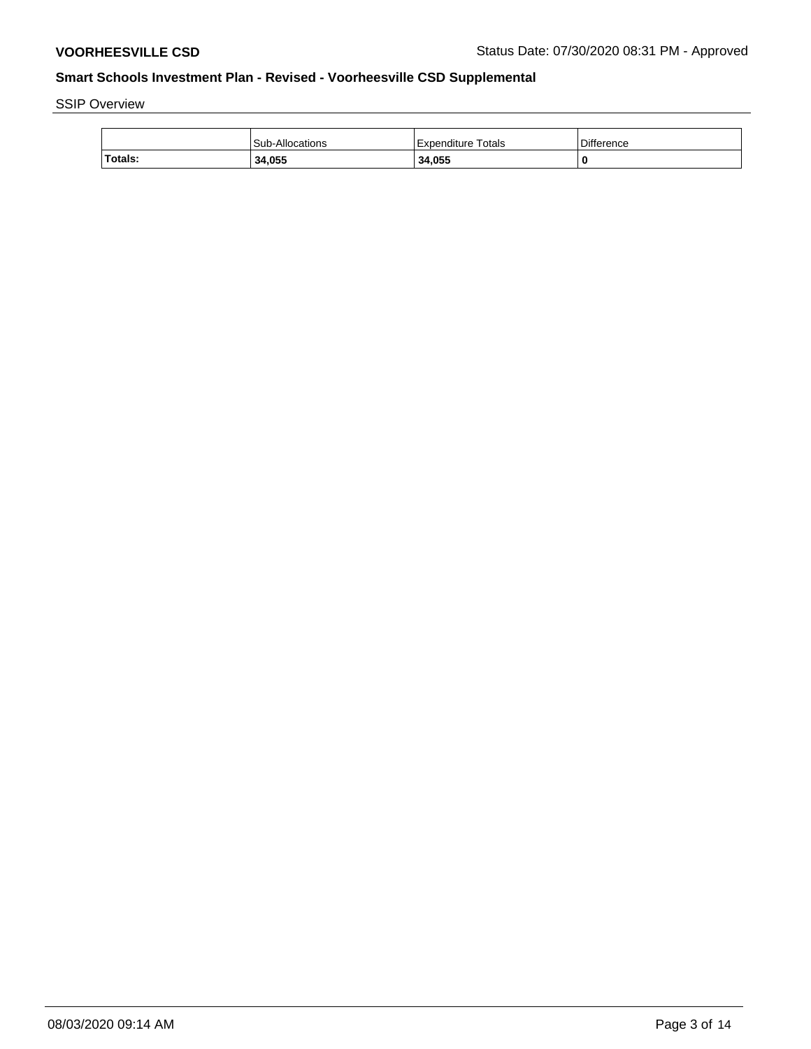SSIP Overview

| | Sub-Allocations | Expenditure Totals | Difference |
|---|---|---|---|
| **Totals:** | **34,055** | **34,055** | **0** |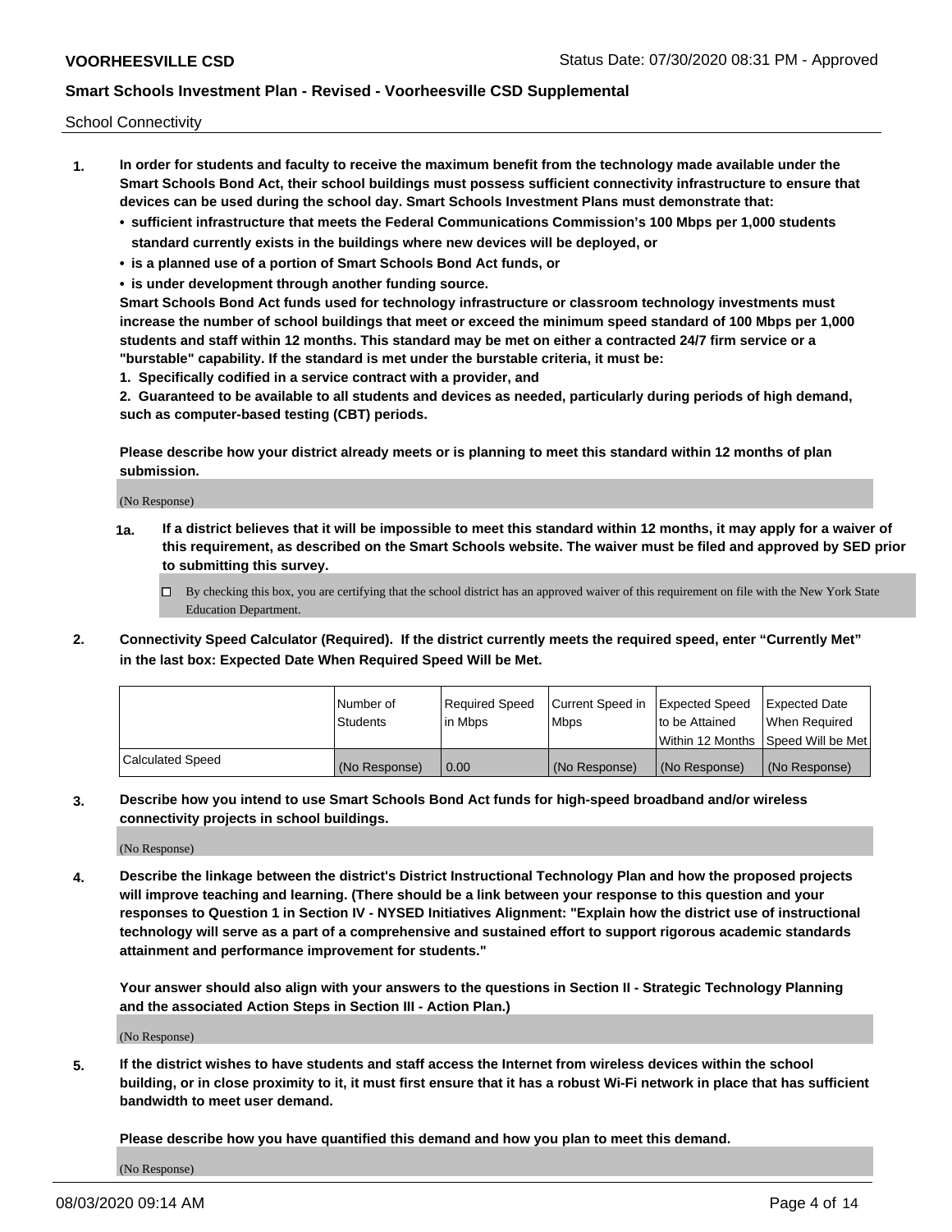School Connectivity

1. **In order for students and faculty to receive the maximum benefit from the technology made available under the Smart Schools Bond Act, their school buildings must possess sufficient connectivity infrastructure to ensure that devices can be used during the school day. Smart Schools Investment Plans must demonstrate that:**
   - **sufficient infrastructure that meets the Federal Communications Commission's 100 Mbps per 1,000 students standard currently exists in the buildings where new devices will be deployed, or**
   - **is a planned use of a portion of Smart Schools Bond Act funds, or**
   - **is under development through another funding source.**

   **Smart Schools Bond Act funds used for technology infrastructure or classroom technology investments must increase the number of school buildings that meet or exceed the minimum speed standard of 100 Mbps per 1,000 students and staff within 12 months. This standard may be met on either a contracted 24/7 firm service or a "burstable" capability. If the standard is met under the burstable criteria, it must be:**

   **1. Specifically codified in a service contract with a provider, and**

   **2. Guaranteed to be available to all students and devices as needed, particularly during periods of high demand, such as computer-based testing (CBT) periods.**

   **Please describe how your district already meets or is planning to meet this standard within 12 months of plan submission.**

   (No Response)

   **1a. If a district believes that it will be impossible to meet this standard within 12 months, it may apply for a waiver of this requirement, as described on the Smart Schools website. The waiver must be filed and approved by SED prior to submitting this survey.**

   ☐ By checking this box, you are certifying that the school district has an approved waiver of this requirement on file with the New York State Education Department.

2. **Connectivity Speed Calculator (Required). If the district currently meets the required speed, enter "Currently Met" in the last box: Expected Date When Required Speed Will be Met.**

| | Number of Students | Required Speed in Mbps | Current Speed in Mbps | Expected Speed to be Attained Within 12 Months | Expected Date When Required Speed Will be Met |
|---|---|---|---|---|---|
| Calculated Speed | (No Response) | 0.00 | (No Response) | (No Response) | (No Response) |

3. **Describe how you intend to use Smart Schools Bond Act funds for high-speed broadband and/or wireless connectivity projects in school buildings.**

   (No Response)

4. **Describe the linkage between the district's District Instructional Technology Plan and how the proposed projects will improve teaching and learning. (There should be a link between your response to this question and your responses to Question 1 in Section IV - NYSED Initiatives Alignment: "Explain how the district use of instructional technology will serve as a part of a comprehensive and sustained effort to support rigorous academic standards attainment and performance improvement for students."**

   **Your answer should also align with your answers to the questions in Section II - Strategic Technology Planning and the associated Action Steps in Section III - Action Plan.)**

   (No Response)

5. **If the district wishes to have students and staff access the Internet from wireless devices within the school building, or in close proximity to it, it must first ensure that it has a robust Wi-Fi network in place that has sufficient bandwidth to meet user demand.**

   **Please describe how you have quantified this demand and how you plan to meet this demand.**

   (No Response)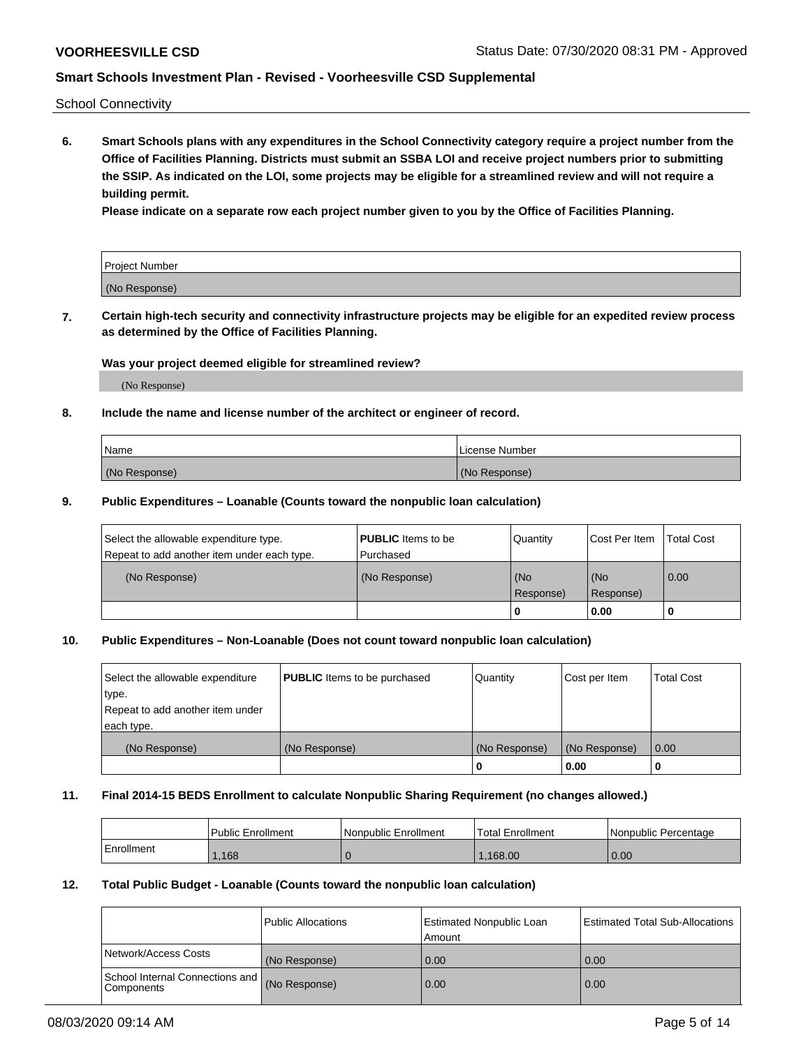School Connectivity

**6. Smart Schools plans with any expenditures in the School Connectivity category require a project number from the Office of Facilities Planning. Districts must submit an SSBA LOI and receive project numbers prior to submitting the SSIP. As indicated on the LOI, some projects may be eligible for a streamlined review and will not require a building permit.**

**Please indicate on a separate row each project number given to you by the Office of Facilities Planning.**

| Project Number |
|---|
| (No Response) |

**7. Certain high-tech security and connectivity infrastructure projects may be eligible for an expedited review process as determined by the Office of Facilities Planning.**

**Was your project deemed eligible for streamlined review?**

(No Response)

**8. Include the name and license number of the architect or engineer of record.**

| Name | License Number |
|---|---|
| (No Response) | (No Response) |

**9. Public Expenditures – Loanable (Counts toward the nonpublic loan calculation)**

| Select the allowable expenditure type. Repeat to add another item under each type. | **PUBLIC** Items to be Purchased | Quantity | Cost Per Item | Total Cost |
|---|---|---|---|---|
| (No Response) | (No Response) | (No Response) | (No Response) | 0.00 |
| | | 0 | 0.00 | 0 |

**10. Public Expenditures – Non-Loanable (Does not count toward nonpublic loan calculation)**

| Select the allowable expenditure type. Repeat to add another item under each type. | **PUBLIC** Items to be purchased | Quantity | Cost per Item | Total Cost |
|---|---|---|---|---|
| (No Response) | (No Response) | (No Response) | (No Response) | 0.00 |
| | | 0 | 0.00 | 0 |

**11. Final 2014-15 BEDS Enrollment to calculate Nonpublic Sharing Requirement (no changes allowed.)**

| | Public Enrollment | Nonpublic Enrollment | Total Enrollment | Nonpublic Percentage |
|---|---|---|---|---|
| Enrollment | 1,168 | 0 | 1,168.00 | 0.00 |

**12. Total Public Budget - Loanable (Counts toward the nonpublic loan calculation)**

| | Public Allocations | Estimated Nonpublic Loan Amount | Estimated Total Sub-Allocations |
|---|---|---|---|
| Network/Access Costs | (No Response) | 0.00 | 0.00 |
| School Internal Connections and Components | (No Response) | 0.00 | 0.00 |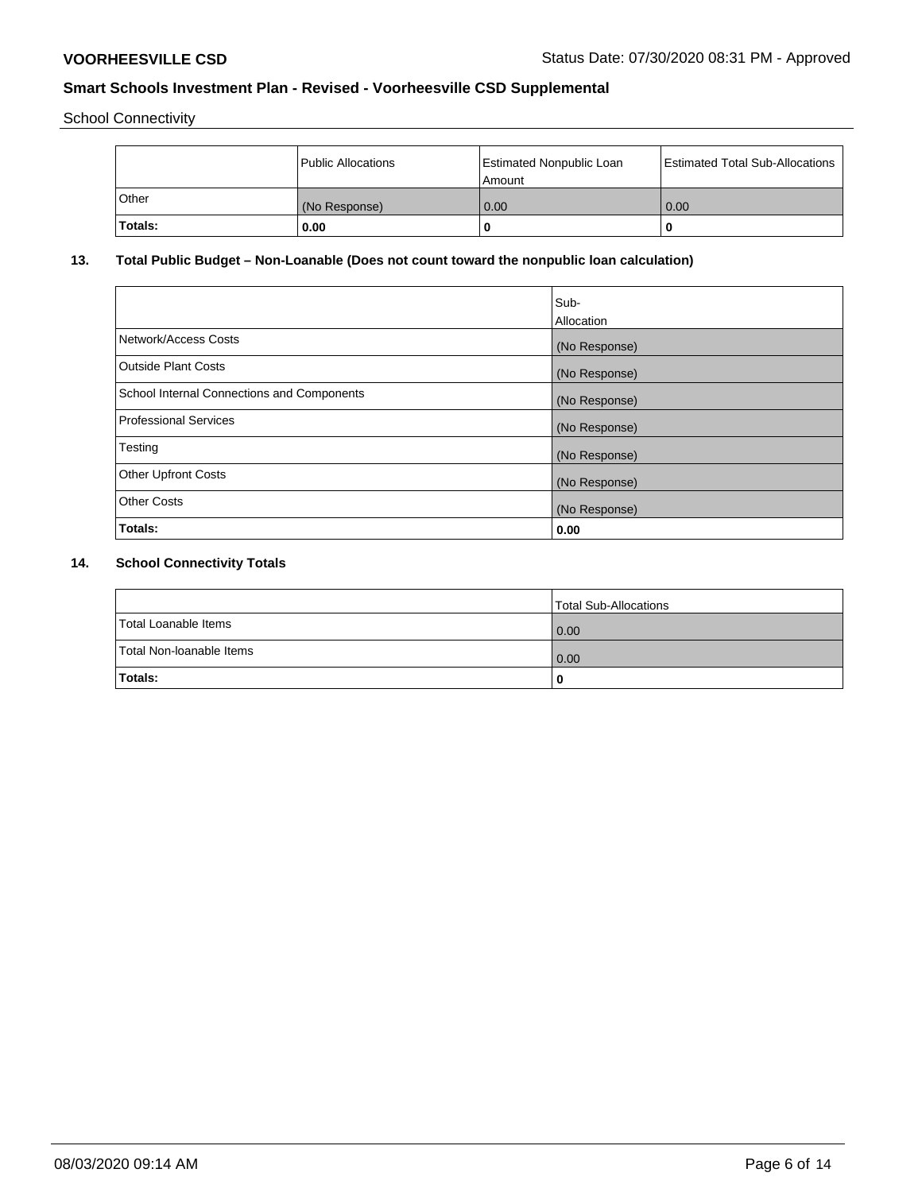School Connectivity

| | Public Allocations | Estimated Nonpublic Loan Amount | Estimated Total Sub-Allocations |
|---|---|---|---|
| Other | (No Response) | 0.00 | 0.00 |
| **Totals:** | **0.00** | **0** | **0** |

**13. Total Public Budget – Non-Loanable (Does not count toward the nonpublic loan calculation)**

| | Sub-Allocation |
|---|---|
| Network/Access Costs | (No Response) |
| Outside Plant Costs | (No Response) |
| School Internal Connections and Components | (No Response) |
| Professional Services | (No Response) |
| Testing | (No Response) |
| Other Upfront Costs | (No Response) |
| Other Costs | (No Response) |
| **Totals:** | **0.00** |

**14. School Connectivity Totals**

| | Total Sub-Allocations |
|---|---|
| Total Loanable Items | 0.00 |
| Total Non-loanable Items | 0.00 |
| **Totals:** | **0** |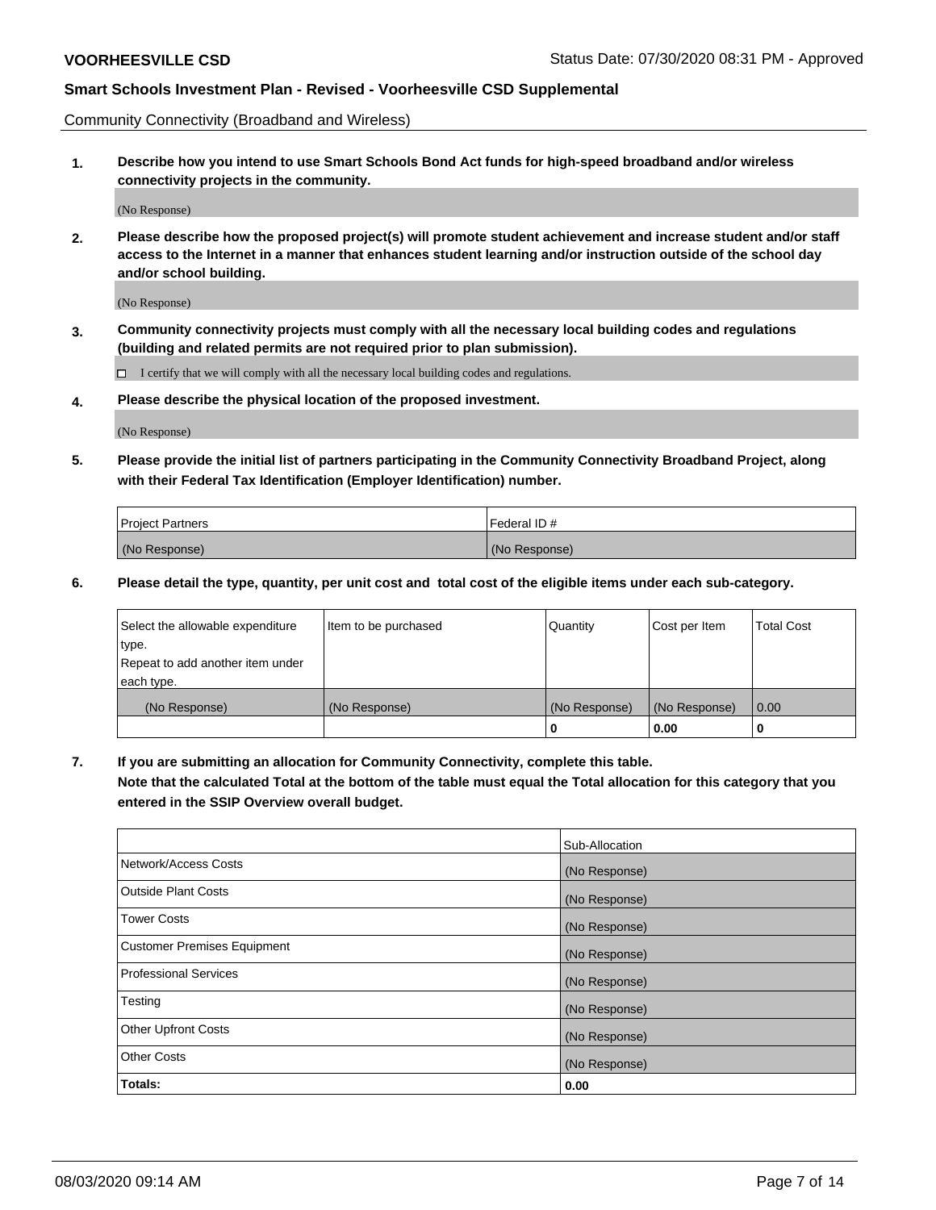Community Connectivity (Broadband and Wireless)

**1. Describe how you intend to use Smart Schools Bond Act funds for high-speed broadband and/or wireless connectivity projects in the community.**

(No Response)

**2. Please describe how the proposed project(s) will promote student achievement and increase student and/or staff access to the Internet in a manner that enhances student learning and/or instruction outside of the school day and/or school building.**

(No Response)

**3. Community connectivity projects must comply with all the necessary local building codes and regulations (building and related permits are not required prior to plan submission).**

☐ I certify that we will comply with all the necessary local building codes and regulations.

**4. Please describe the physical location of the proposed investment.**

(No Response)

**5. Please provide the initial list of partners participating in the Community Connectivity Broadband Project, along with their Federal Tax Identification (Employer Identification) number.**

| Project Partners | Federal ID # |
|---|---|
| (No Response) | (No Response) |

**6. Please detail the type, quantity, per unit cost and total cost of the eligible items under each sub-category.**

| Select the allowable expenditure type. Repeat to add another item under each type. | Item to be purchased | Quantity | Cost per Item | Total Cost |
|---|---|---|---|---|
| (No Response) | (No Response) | (No Response) | (No Response) | 0.00 |
| | | **0** | **0.00** | **0** |

**7. If you are submitting an allocation for Community Connectivity, complete this table. Note that the calculated Total at the bottom of the table must equal the Total allocation for this category that you entered in the SSIP Overview overall budget.**

| | Sub-Allocation |
|---|---|
| Network/Access Costs | (No Response) |
| Outside Plant Costs | (No Response) |
| Tower Costs | (No Response) |
| Customer Premises Equipment | (No Response) |
| Professional Services | (No Response) |
| Testing | (No Response) |
| Other Upfront Costs | (No Response) |
| Other Costs | (No Response) |
| **Totals:** | **0.00** |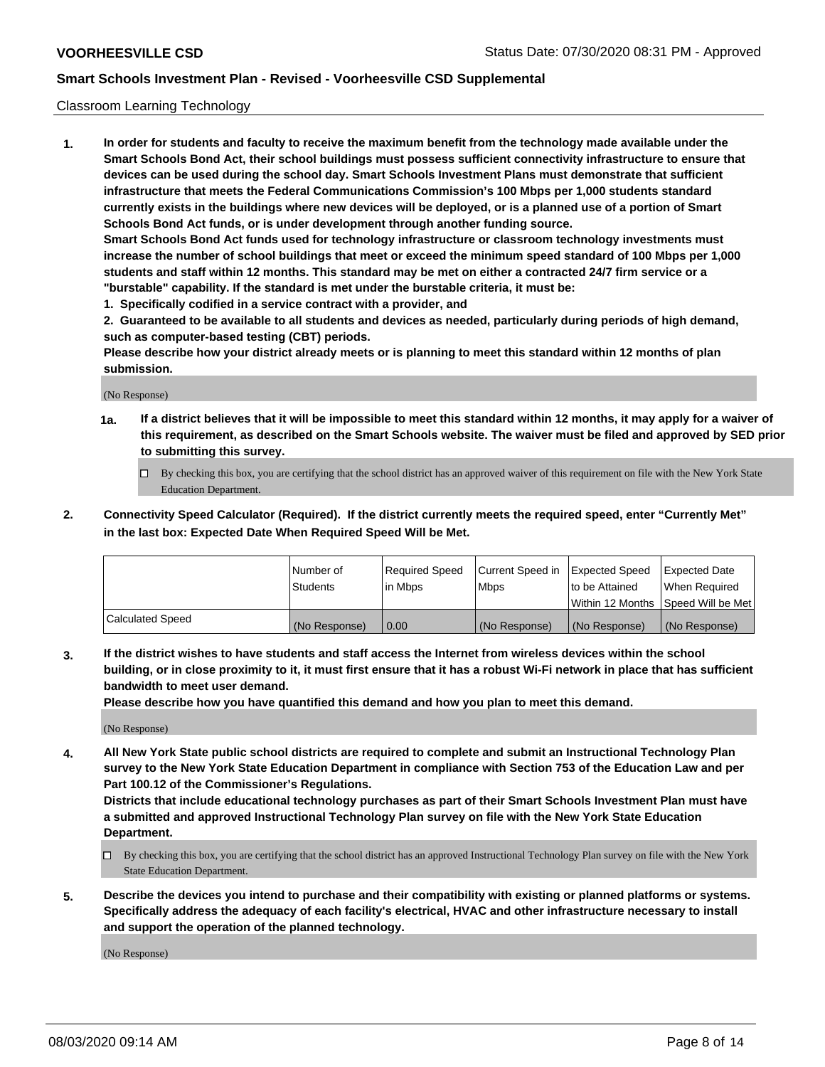Classroom Learning Technology

**1. In order for students and faculty to receive the maximum benefit from the technology made available under the Smart Schools Bond Act, their school buildings must possess sufficient connectivity infrastructure to ensure that devices can be used during the school day. Smart Schools Investment Plans must demonstrate that sufficient infrastructure that meets the Federal Communications Commission's 100 Mbps per 1,000 students standard currently exists in the buildings where new devices will be deployed, or is a planned use of a portion of Smart Schools Bond Act funds, or is under development through another funding source.**

**Smart Schools Bond Act funds used for technology infrastructure or classroom technology investments must increase the number of school buildings that meet or exceed the minimum speed standard of 100 Mbps per 1,000 students and staff within 12 months. This standard may be met on either a contracted 24/7 firm service or a "burstable" capability. If the standard is met under the burstable criteria, it must be:**

**1. Specifically codified in a service contract with a provider, and**

**2. Guaranteed to be available to all students and devices as needed, particularly during periods of high demand, such as computer-based testing (CBT) periods.**

**Please describe how your district already meets or is planning to meet this standard within 12 months of plan submission.**

(No Response)

**1a. If a district believes that it will be impossible to meet this standard within 12 months, it may apply for a waiver of this requirement, as described on the Smart Schools website. The waiver must be filed and approved by SED prior to submitting this survey.**

☐ By checking this box, you are certifying that the school district has an approved waiver of this requirement on file with the New York State Education Department.

**2. Connectivity Speed Calculator (Required). If the district currently meets the required speed, enter "Currently Met" in the last box: Expected Date When Required Speed Will be Met.**

| | Number of Students | Required Speed in Mbps | Current Speed in Mbps | Expected Speed to be Attained Within 12 Months | Expected Date When Required Speed Will be Met |
|---|---|---|---|---|---|
| Calculated Speed | (No Response) | 0.00 | (No Response) | (No Response) | (No Response) |

**3. If the district wishes to have students and staff access the Internet from wireless devices within the school building, or in close proximity to it, it must first ensure that it has a robust Wi-Fi network in place that has sufficient bandwidth to meet user demand.**

**Please describe how you have quantified this demand and how you plan to meet this demand.**

(No Response)

**4. All New York State public school districts are required to complete and submit an Instructional Technology Plan survey to the New York State Education Department in compliance with Section 753 of the Education Law and per Part 100.12 of the Commissioner's Regulations.**

**Districts that include educational technology purchases as part of their Smart Schools Investment Plan must have a submitted and approved Instructional Technology Plan survey on file with the New York State Education Department.**

☐ By checking this box, you are certifying that the school district has an approved Instructional Technology Plan survey on file with the New York State Education Department.

**5. Describe the devices you intend to purchase and their compatibility with existing or planned platforms or systems. Specifically address the adequacy of each facility's electrical, HVAC and other infrastructure necessary to install and support the operation of the planned technology.**

(No Response)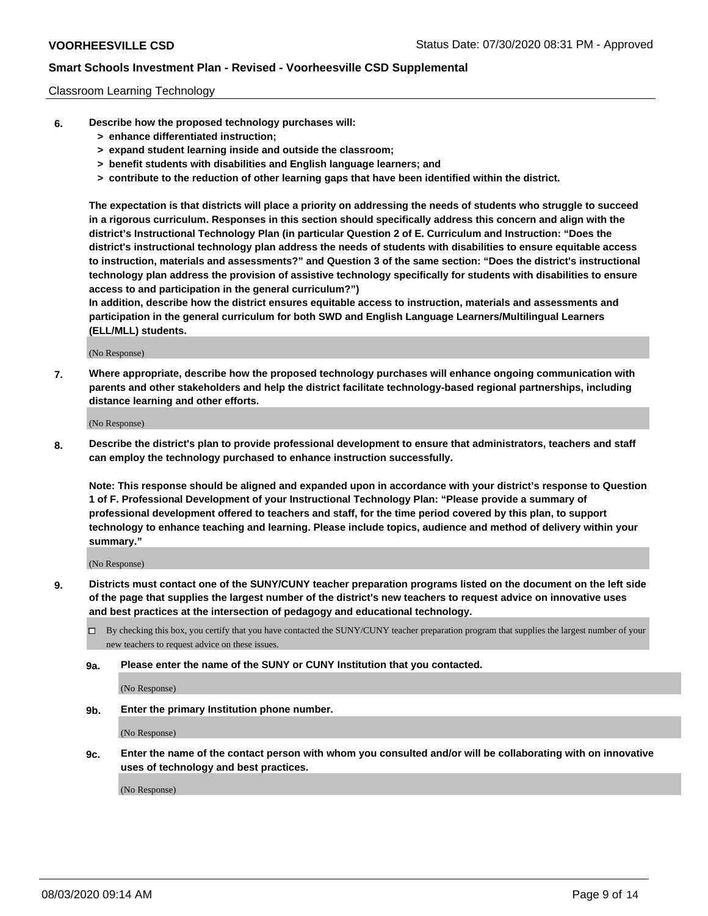Classroom Learning Technology

**6. Describe how the proposed technology purchases will:**

- **> enhance differentiated instruction;**
- **> expand student learning inside and outside the classroom;**
- **> benefit students with disabilities and English language learners; and**
- **> contribute to the reduction of other learning gaps that have been identified within the district.**

**The expectation is that districts will place a priority on addressing the needs of students who struggle to succeed in a rigorous curriculum. Responses in this section should specifically address this concern and align with the district's Instructional Technology Plan (in particular Question 2 of E. Curriculum and Instruction: "Does the district's instructional technology plan address the needs of students with disabilities to ensure equitable access to instruction, materials and assessments?" and Question 3 of the same section: "Does the district's instructional technology plan address the provision of assistive technology specifically for students with disabilities to ensure access to and participation in the general curriculum?")**

**In addition, describe how the district ensures equitable access to instruction, materials and assessments and participation in the general curriculum for both SWD and English Language Learners/Multilingual Learners (ELL/MLL) students.**

(No Response)

**7. Where appropriate, describe how the proposed technology purchases will enhance ongoing communication with parents and other stakeholders and help the district facilitate technology-based regional partnerships, including distance learning and other efforts.**

(No Response)

**8. Describe the district's plan to provide professional development to ensure that administrators, teachers and staff can employ the technology purchased to enhance instruction successfully.**

**Note: This response should be aligned and expanded upon in accordance with your district's response to Question 1 of F. Professional Development of your Instructional Technology Plan: "Please provide a summary of professional development offered to teachers and staff, for the time period covered by this plan, to support technology to enhance teaching and learning. Please include topics, audience and method of delivery within your summary."**

(No Response)

**9. Districts must contact one of the SUNY/CUNY teacher preparation programs listed on the document on the left side of the page that supplies the largest number of the district's new teachers to request advice on innovative uses and best practices at the intersection of pedagogy and educational technology.**

☐ By checking this box, you certify that you have contacted the SUNY/CUNY teacher preparation program that supplies the largest number of your new teachers to request advice on these issues.

**9a. Please enter the name of the SUNY or CUNY Institution that you contacted.**

(No Response)

**9b. Enter the primary Institution phone number.**

(No Response)

**9c. Enter the name of the contact person with whom you consulted and/or will be collaborating with on innovative uses of technology and best practices.**

(No Response)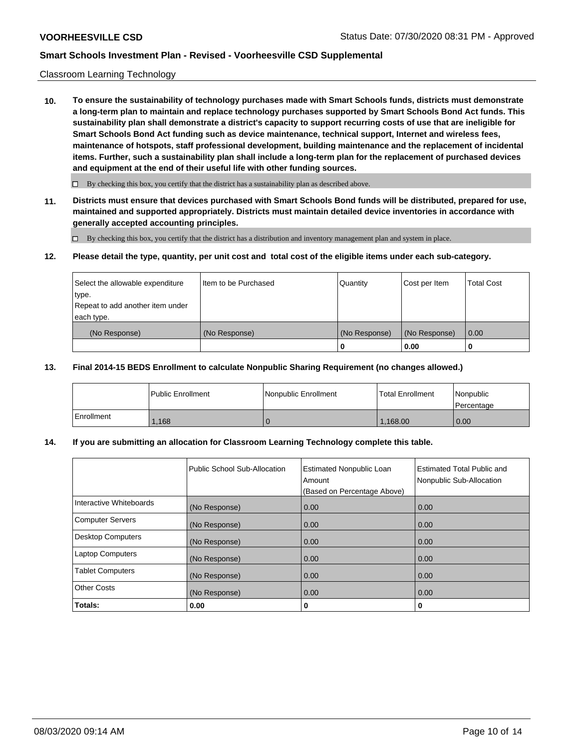Classroom Learning Technology

**10. To ensure the sustainability of technology purchases made with Smart Schools funds, districts must demonstrate a long-term plan to maintain and replace technology purchases supported by Smart Schools Bond Act funds. This sustainability plan shall demonstrate a district's capacity to support recurring costs of use that are ineligible for Smart Schools Bond Act funding such as device maintenance, technical support, Internet and wireless fees, maintenance of hotspots, staff professional development, building maintenance and the replacement of incidental items. Further, such a sustainability plan shall include a long-term plan for the replacement of purchased devices and equipment at the end of their useful life with other funding sources.**

☐ By checking this box, you certify that the district has a sustainability plan as described above.

**11. Districts must ensure that devices purchased with Smart Schools Bond funds will be distributed, prepared for use, maintained and supported appropriately. Districts must maintain detailed device inventories in accordance with generally accepted accounting principles.**

☐ By checking this box, you certify that the district has a distribution and inventory management plan and system in place.

**12. Please detail the type, quantity, per unit cost and total cost of the eligible items under each sub-category.**

| Select the allowable expenditure type. Repeat to add another item under each type. | Item to be Purchased | Quantity | Cost per Item | Total Cost |
|---|---|---|---|---|
| (No Response) | (No Response) | (No Response) | (No Response) | 0.00 |
| | | 0 | 0.00 | 0 |

**13. Final 2014-15 BEDS Enrollment to calculate Nonpublic Sharing Requirement (no changes allowed.)**

| | Public Enrollment | Nonpublic Enrollment | Total Enrollment | Nonpublic Percentage |
|---|---|---|---|---|
| Enrollment | 1,168 | 0 | 1,168.00 | 0.00 |

**14. If you are submitting an allocation for Classroom Learning Technology complete this table.**

| | Public School Sub-Allocation | Estimated Nonpublic Loan Amount (Based on Percentage Above) | Estimated Total Public and Nonpublic Sub-Allocation |
|---|---|---|---|
| Interactive Whiteboards | (No Response) | 0.00 | 0.00 |
| Computer Servers | (No Response) | 0.00 | 0.00 |
| Desktop Computers | (No Response) | 0.00 | 0.00 |
| Laptop Computers | (No Response) | 0.00 | 0.00 |
| Tablet Computers | (No Response) | 0.00 | 0.00 |
| Other Costs | (No Response) | 0.00 | 0.00 |
| **Totals:** | 0.00 | 0 | 0 |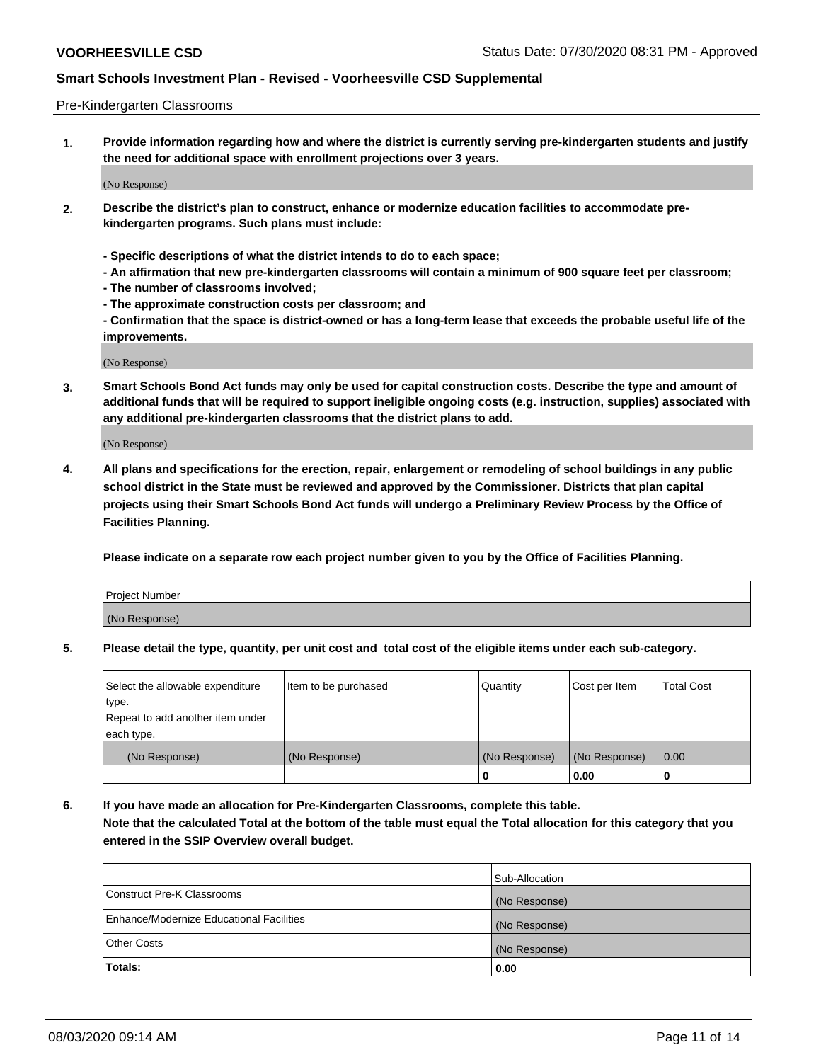Pre-Kindergarten Classrooms

**1. Provide information regarding how and where the district is currently serving pre-kindergarten students and justify the need for additional space with enrollment projections over 3 years.**

(No Response)

**2. Describe the district's plan to construct, enhance or modernize education facilities to accommodate pre-kindergarten programs. Such plans must include:**

**- Specific descriptions of what the district intends to do to each space;**
**- An affirmation that new pre-kindergarten classrooms will contain a minimum of 900 square feet per classroom;**
**- The number of classrooms involved;**
**- The approximate construction costs per classroom; and**
**- Confirmation that the space is district-owned or has a long-term lease that exceeds the probable useful life of the improvements.**

(No Response)

**3. Smart Schools Bond Act funds may only be used for capital construction costs. Describe the type and amount of additional funds that will be required to support ineligible ongoing costs (e.g. instruction, supplies) associated with any additional pre-kindergarten classrooms that the district plans to add.**

(No Response)

**4. All plans and specifications for the erection, repair, enlargement or remodeling of school buildings in any public school district in the State must be reviewed and approved by the Commissioner. Districts that plan capital projects using their Smart Schools Bond Act funds will undergo a Preliminary Review Process by the Office of Facilities Planning.**

**Please indicate on a separate row each project number given to you by the Office of Facilities Planning.**

| Project Number |
|---|
| (No Response) |

**5. Please detail the type, quantity, per unit cost and total cost of the eligible items under each sub-category.**

| Select the allowable expenditure type. Repeat to add another item under each type. | Item to be purchased | Quantity | Cost per Item | Total Cost |
|---|---|---|---|---|
| (No Response) | (No Response) | (No Response) | (No Response) | 0.00 |
| | | 0 | 0.00 | 0 |

**6. If you have made an allocation for Pre-Kindergarten Classrooms, complete this table. Note that the calculated Total at the bottom of the table must equal the Total allocation for this category that you entered in the SSIP Overview overall budget.**

| | Sub-Allocation |
|---|---|
| Construct Pre-K Classrooms | (No Response) |
| Enhance/Modernize Educational Facilities | (No Response) |
| Other Costs | (No Response) |
| **Totals:** | **0.00** |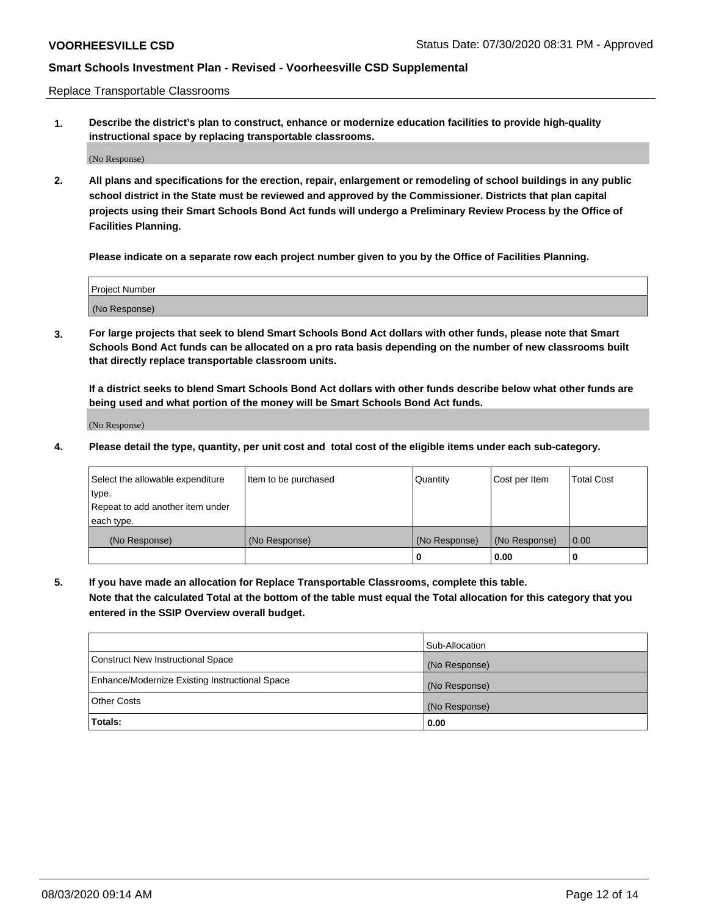Replace Transportable Classrooms

**1. Describe the district's plan to construct, enhance or modernize education facilities to provide high-quality instructional space by replacing transportable classrooms.**

(No Response)

**2. All plans and specifications for the erection, repair, enlargement or remodeling of school buildings in any public school district in the State must be reviewed and approved by the Commissioner. Districts that plan capital projects using their Smart Schools Bond Act funds will undergo a Preliminary Review Process by the Office of Facilities Planning.**

**Please indicate on a separate row each project number given to you by the Office of Facilities Planning.**

| Project Number |
| --- |
| (No Response) |

**3. For large projects that seek to blend Smart Schools Bond Act dollars with other funds, please note that Smart Schools Bond Act funds can be allocated on a pro rata basis depending on the number of new classrooms built that directly replace transportable classroom units.**

**If a district seeks to blend Smart Schools Bond Act dollars with other funds describe below what other funds are being used and what portion of the money will be Smart Schools Bond Act funds.**

(No Response)

**4. Please detail the type, quantity, per unit cost and total cost of the eligible items under each sub-category.**

| Select the allowable expenditure type. Repeat to add another item under each type. | Item to be purchased | Quantity | Cost per Item | Total Cost |
| --- | --- | --- | --- | --- |
| (No Response) | (No Response) | (No Response) | (No Response) | 0.00 |
| | | 0 | 0.00 | 0 |

**5. If you have made an allocation for Replace Transportable Classrooms, complete this table. Note that the calculated Total at the bottom of the table must equal the Total allocation for this category that you entered in the SSIP Overview overall budget.**

| | Sub-Allocation |
| --- | --- |
| Construct New Instructional Space | (No Response) |
| Enhance/Modernize Existing Instructional Space | (No Response) |
| Other Costs | (No Response) |
| **Totals:** | **0.00** |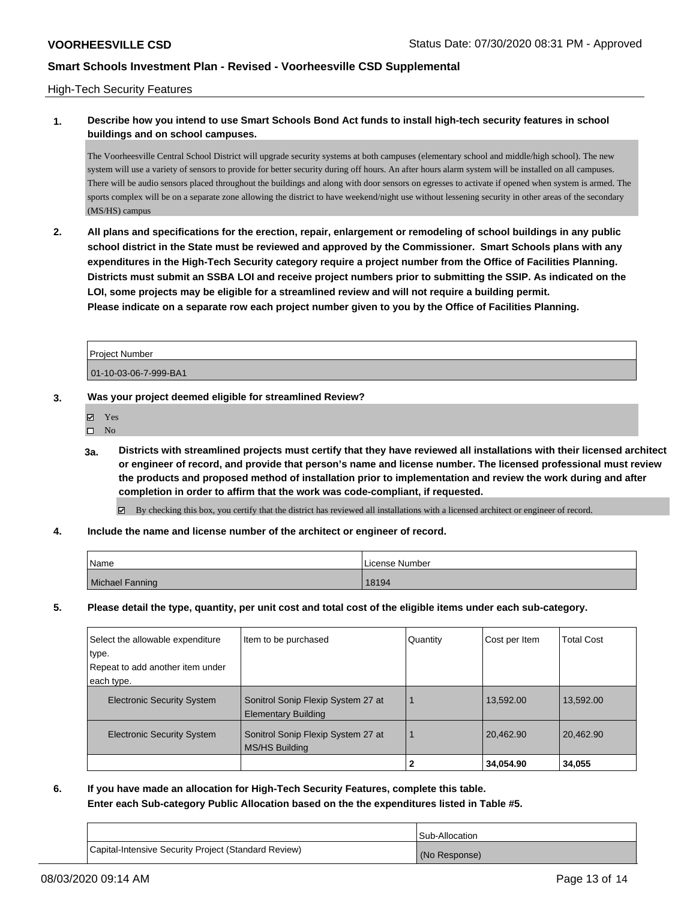## High-Tech Security Features

**1. Describe how you intend to use Smart Schools Bond Act funds to install high-tech security features in school buildings and on school campuses.**

The Voorheesville Central School District will upgrade security systems at both campuses (elementary school and middle/high school). The new system will use a variety of sensors to provide for better security during off hours. An after hours alarm system will be installed on all campuses. There will be audio sensors placed throughout the buildings and along with door sensors on egresses to activate if opened when system is armed. The sports complex will be on a separate zone allowing the district to have weekend/night use without lessening security in other areas of the secondary (MS/HS) campus

**2. All plans and specifications for the erection, repair, enlargement or remodeling of school buildings in any public school district in the State must be reviewed and approved by the Commissioner. Smart Schools plans with any expenditures in the High-Tech Security category require a project number from the Office of Facilities Planning. Districts must submit an SSBA LOI and receive project numbers prior to submitting the SSIP. As indicated on the LOI, some projects may be eligible for a streamlined review and will not require a building permit.**
**Please indicate on a separate row each project number given to you by the Office of Facilities Planning.**

| Project Number |
|---|
| 01-10-03-06-7-999-BA1 |

**3. Was your project deemed eligible for streamlined Review?**

- ☑ Yes
- ☐ No

**3a. Districts with streamlined projects must certify that they have reviewed all installations with their licensed architect or engineer of record, and provide that person's name and license number. The licensed professional must review the products and proposed method of installation prior to implementation and review the work during and after completion in order to affirm that the work was code-compliant, if requested.**

☑ By checking this box, you certify that the district has reviewed all installations with a licensed architect or engineer of record.

**4. Include the name and license number of the architect or engineer of record.**

| Name | License Number |
|---|---|
| Michael Fanning | 18194 |

**5. Please detail the type, quantity, per unit cost and total cost of the eligible items under each sub-category.**

| Select the allowable expenditure type. Repeat to add another item under each type. | Item to be purchased | Quantity | Cost per Item | Total Cost |
|---|---|---|---|---|
| Electronic Security System | Sonitrol Sonip Flexip System 27 at Elementary Building | 1 | 13,592.00 | 13,592.00 |
| Electronic Security System | Sonitrol Sonip Flexip System 27 at MS/HS Building | 1 | 20,462.90 | 20,462.90 |
| | | **2** | **34,054.90** | **34,055** |

**6. If you have made an allocation for High-Tech Security Features, complete this table.**
**Enter each Sub-category Public Allocation based on the the expenditures listed in Table #5.**

| | Sub-Allocation |
|---|---|
| Capital-Intensive Security Project (Standard Review) | (No Response) |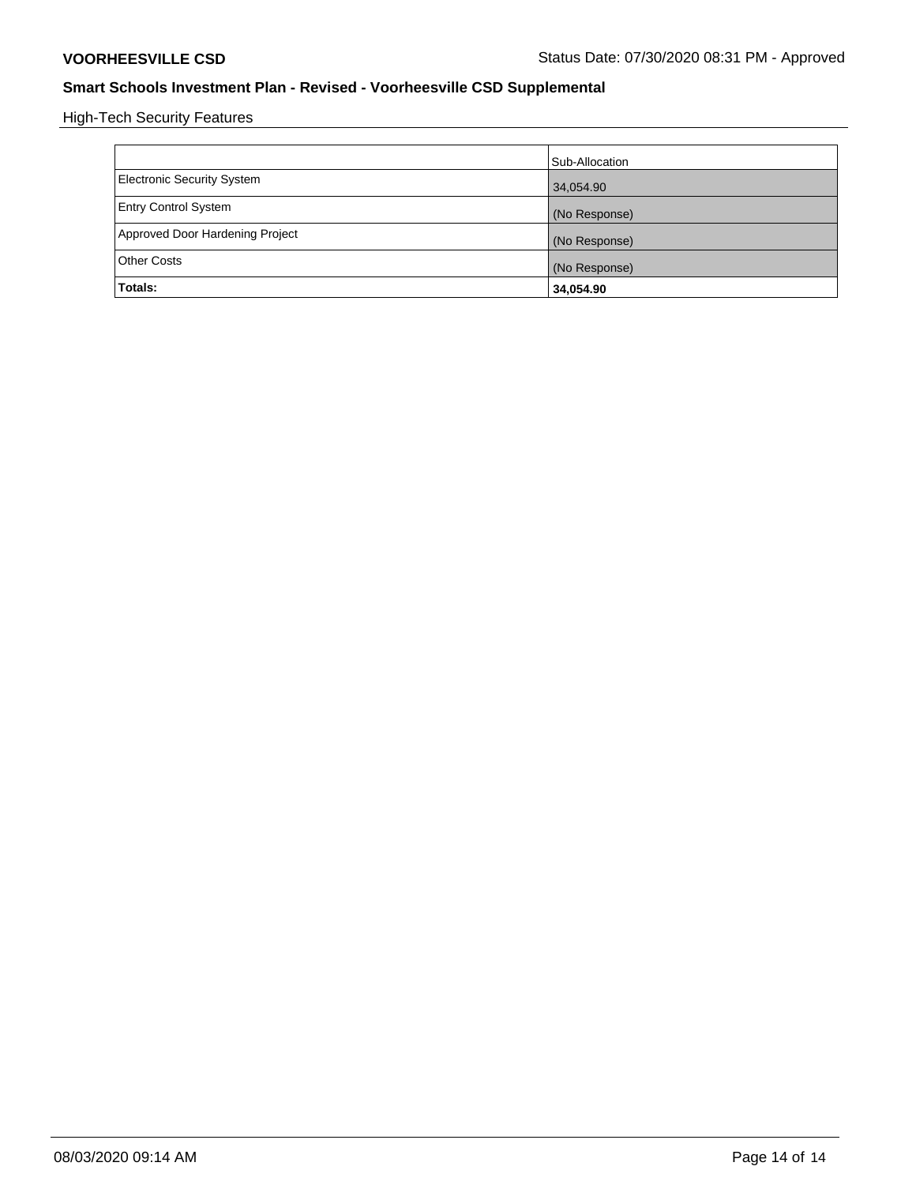High-Tech Security Features

| | Sub-Allocation |
|---|---|
| Electronic Security System | 34,054.90 |
| Entry Control System | (No Response) |
| Approved Door Hardening Project | (No Response) |
| Other Costs | (No Response) |
| **Totals:** | **34,054.90** |